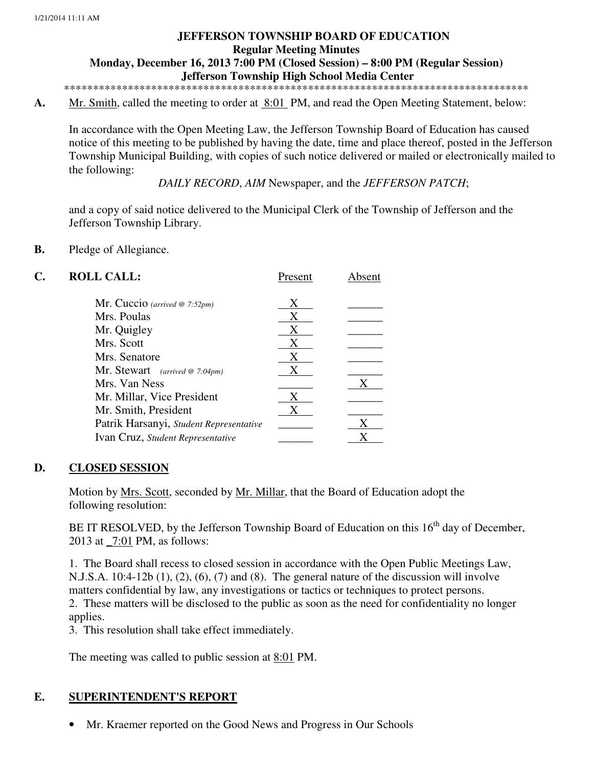# JEFFERSON TOWNSHIP BOARD OF EDUCATION
## Regular Meeting Minutes
## Monday, December 16, 2013 7:00 PM (Closed Session) – 8:00 PM (Regular Session)
## Jefferson Township High School Media Center

**A.** Mr. Smith, called the meeting to order at 8:01 PM, and read the Open Meeting Statement, below:

In accordance with the Open Meeting Law, the Jefferson Township Board of Education has caused notice of this meeting to be published by having the date, time and place thereof, posted in the Jefferson Township Municipal Building, with copies of such notice delivered or mailed or electronically mailed to the following:

*DAILY RECORD*, *AIM* Newspaper, and the *JEFFERSON PATCH*;

and a copy of said notice delivered to the Municipal Clerk of the Township of Jefferson and the Jefferson Township Library.

**B.** Pledge of Allegiance.

**C. ROLL CALL:**

| | Present | Absent |
|---|---|---|
| Mr. Cuccio *(arrived @ 7:52pm)* | X | |
| Mrs. Poulas | X | |
| Mr. Quigley | X | |
| Mrs. Scott | X | |
| Mrs. Senatore | X | |
| Mr. Stewart *(arrived @ 7:04pm)* | X | |
| Mrs. Van Ness | | X |
| Mr. Millar, Vice President | X | |
| Mr. Smith, President | X | |
| Patrik Harsanyi, *Student Representative* | | X |
| Ivan Cruz, *Student Representative* | | X |

**D. CLOSED SESSION**

Motion by Mrs. Scott, seconded by Mr. Millar, that the Board of Education adopt the following resolution:

BE IT RESOLVED, by the Jefferson Township Board of Education on this 16th day of December, 2013 at 7:01 PM, as follows:

1. The Board shall recess to closed session in accordance with the Open Public Meetings Law, N.J.S.A. 10:4-12b (1), (2), (6), (7) and (8). The general nature of the discussion will involve matters confidential by law, any investigations or tactics or techniques to protect persons.
2. These matters will be disclosed to the public as soon as the need for confidentiality no longer applies.
3. This resolution shall take effect immediately.

The meeting was called to public session at 8:01 PM.

**E. SUPERINTENDENT'S REPORT**

- Mr. Kraemer reported on the Good News and Progress in Our Schools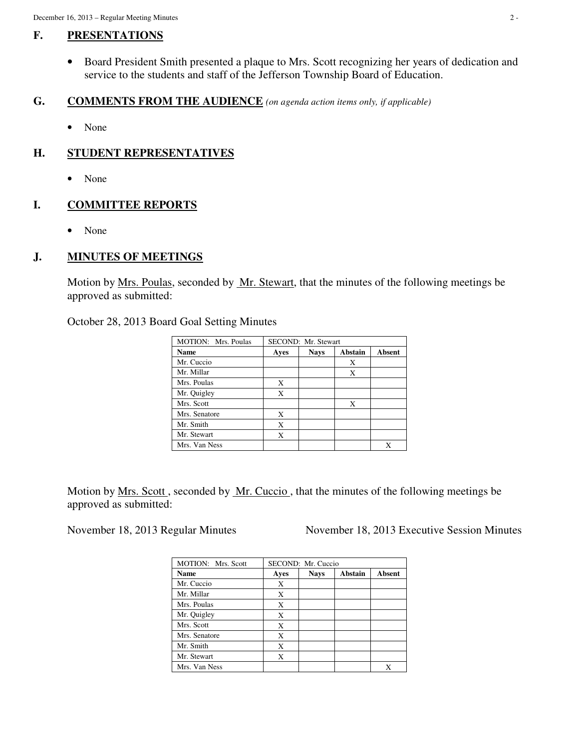## F. PRESENTATIONS

- Board President Smith presented a plaque to Mrs. Scott recognizing her years of dedication and service to the students and staff of the Jefferson Township Board of Education.

## G. COMMENTS FROM THE AUDIENCE *(on agenda action items only, if applicable)*

- None

## H. STUDENT REPRESENTATIVES

- None

## I. COMMITTEE REPORTS

- None

## J. MINUTES OF MEETINGS

Motion by Mrs. Poulas, seconded by Mr. Stewart, that the minutes of the following meetings be approved as submitted:

October 28, 2013 Board Goal Setting Minutes

| MOTION: Mrs. Poulas | SECOND: Mr. Stewart | | | |
|---|---|---|---|---|
| **Name** | **Ayes** | **Nays** | **Abstain** | **Absent** |
| Mr. Cuccio | | | X | |
| Mr. Millar | | | X | |
| Mrs. Poulas | X | | | |
| Mr. Quigley | X | | | |
| Mrs. Scott | | | X | |
| Mrs. Senatore | X | | | |
| Mr. Smith | X | | | |
| Mr. Stewart | X | | | |
| Mrs. Van Ness | | | | X |

Motion by Mrs. Scott, seconded by Mr. Cuccio, that the minutes of the following meetings be approved as submitted:

November 18, 2013 Regular Minutes

November 18, 2013 Executive Session Minutes

| MOTION: Mrs. Scott | SECOND: Mr. Cuccio | | | |
|---|---|---|---|---|
| **Name** | **Ayes** | **Nays** | **Abstain** | **Absent** |
| Mr. Cuccio | X | | | |
| Mr. Millar | X | | | |
| Mrs. Poulas | X | | | |
| Mr. Quigley | X | | | |
| Mrs. Scott | X | | | |
| Mrs. Senatore | X | | | |
| Mr. Smith | X | | | |
| Mr. Stewart | X | | | |
| Mrs. Van Ness | | | | X |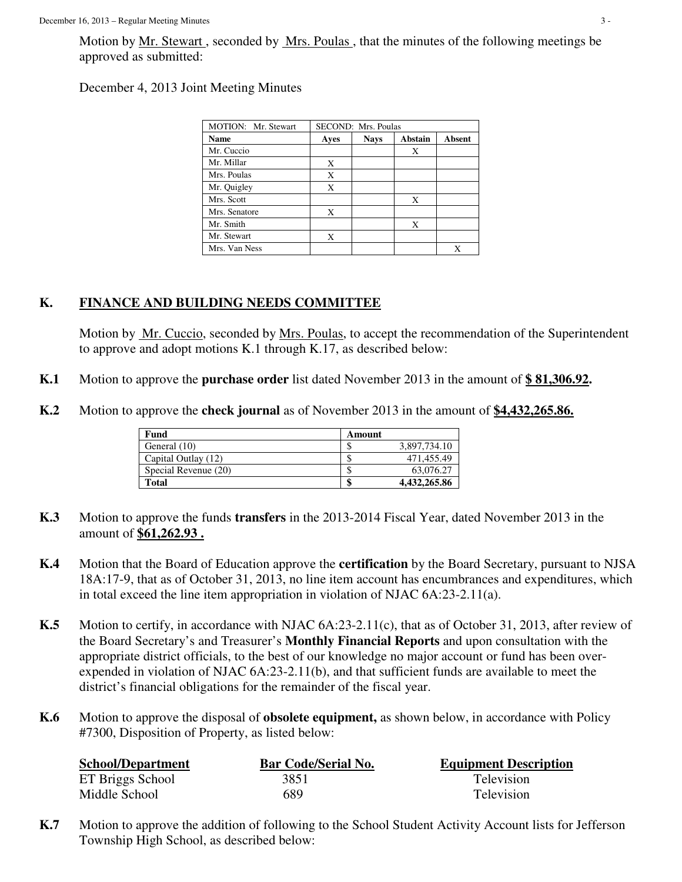Motion by Mr. Stewart , seconded by Mrs. Poulas , that the minutes of the following meetings be approved as submitted:

December 4, 2013 Joint Meeting Minutes

| MOTION: Mr. Stewart | SECOND: Mrs. Poulas | | | |
|---|---|---|---|---|
| **Name** | **Ayes** | **Nays** | **Abstain** | **Absent** |
| Mr. Cuccio | | | X | |
| Mr. Millar | X | | | |
| Mrs. Poulas | X | | | |
| Mr. Quigley | X | | | |
| Mrs. Scott | | | X | |
| Mrs. Senatore | X | | | |
| Mr. Smith | | | X | |
| Mr. Stewart | X | | | |
| Mrs. Van Ness | | | | X |

## K. FINANCE AND BUILDING NEEDS COMMITTEE

Motion by Mr. Cuccio, seconded by Mrs. Poulas, to accept the recommendation of the Superintendent to approve and adopt motions K.1 through K.17, as described below:

**K.1** Motion to approve the **purchase order** list dated November 2013 in the amount of **$ 81,306.92.**

**K.2** Motion to approve the **check journal** as of November 2013 in the amount of **$4,432,265.86.**

| Fund | Amount | |
|---|---|---|
| General (10) | $ | 3,897,734.10 |
| Capital Outlay (12) | $ | 471,455.49 |
| Special Revenue (20) | $ | 63,076.27 |
| **Total** | **$** | **4,432,265.86** |

**K.3** Motion to approve the funds **transfers** in the 2013-2014 Fiscal Year, dated November 2013 in the amount of **$61,262.93 .**

**K.4** Motion that the Board of Education approve the **certification** by the Board Secretary, pursuant to NJSA 18A:17-9, that as of October 31, 2013, no line item account has encumbrances and expenditures, which in total exceed the line item appropriation in violation of NJAC 6A:23-2.11(a).

**K.5** Motion to certify, in accordance with NJAC 6A:23-2.11(c), that as of October 31, 2013, after review of the Board Secretary's and Treasurer's **Monthly Financial Reports** and upon consultation with the appropriate district officials, to the best of our knowledge no major account or fund has been over-expended in violation of NJAC 6A:23-2.11(b), and that sufficient funds are available to meet the district's financial obligations for the remainder of the fiscal year.

**K.6** Motion to approve the disposal of **obsolete equipment,** as shown below, in accordance with Policy #7300, Disposition of Property, as listed below:

| School/Department | Bar Code/Serial No. | Equipment Description |
|---|---|---|
| ET Briggs School | 3851 | Television |
| Middle School | 689 | Television |

**K.7** Motion to approve the addition of following to the School Student Activity Account lists for Jefferson Township High School, as described below: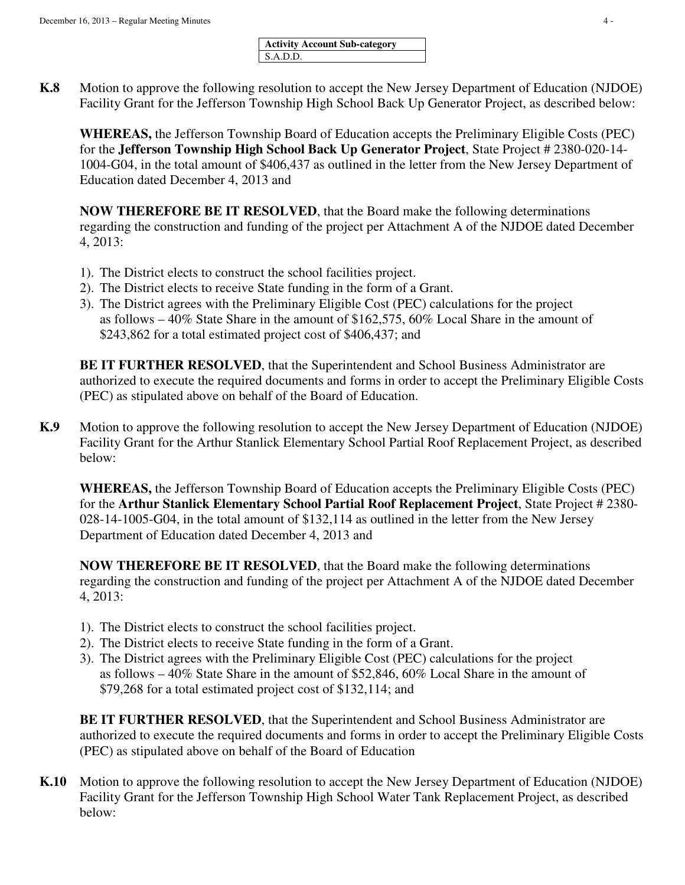| Activity Account Sub-category |
|---|
| S.A.D.D. |

**K.8** Motion to approve the following resolution to accept the New Jersey Department of Education (NJDOE) Facility Grant for the Jefferson Township High School Back Up Generator Project, as described below:

**WHEREAS,** the Jefferson Township Board of Education accepts the Preliminary Eligible Costs (PEC) for the **Jefferson Township High School Back Up Generator Project**, State Project # 2380-020-14-1004-G04, in the total amount of $406,437 as outlined in the letter from the New Jersey Department of Education dated December 4, 2013 and

**NOW THEREFORE BE IT RESOLVED**, that the Board make the following determinations regarding the construction and funding of the project per Attachment A of the NJDOE dated December 4, 2013:

1). The District elects to construct the school facilities project.
2). The District elects to receive State funding in the form of a Grant.
3). The District agrees with the Preliminary Eligible Cost (PEC) calculations for the project as follows – 40% State Share in the amount of $162,575, 60% Local Share in the amount of $243,862 for a total estimated project cost of $406,437; and

**BE IT FURTHER RESOLVED**, that the Superintendent and School Business Administrator are authorized to execute the required documents and forms in order to accept the Preliminary Eligible Costs (PEC) as stipulated above on behalf of the Board of Education.

**K.9** Motion to approve the following resolution to accept the New Jersey Department of Education (NJDOE) Facility Grant for the Arthur Stanlick Elementary School Partial Roof Replacement Project, as described below:

**WHEREAS,** the Jefferson Township Board of Education accepts the Preliminary Eligible Costs (PEC) for the **Arthur Stanlick Elementary School Partial Roof Replacement Project**, State Project # 2380-028-14-1005-G04, in the total amount of $132,114 as outlined in the letter from the New Jersey Department of Education dated December 4, 2013 and

**NOW THEREFORE BE IT RESOLVED**, that the Board make the following determinations regarding the construction and funding of the project per Attachment A of the NJDOE dated December 4, 2013:

1). The District elects to construct the school facilities project.
2). The District elects to receive State funding in the form of a Grant.
3). The District agrees with the Preliminary Eligible Cost (PEC) calculations for the project as follows – 40% State Share in the amount of $52,846, 60% Local Share in the amount of $79,268 for a total estimated project cost of $132,114; and

**BE IT FURTHER RESOLVED**, that the Superintendent and School Business Administrator are authorized to execute the required documents and forms in order to accept the Preliminary Eligible Costs (PEC) as stipulated above on behalf of the Board of Education

**K.10** Motion to approve the following resolution to accept the New Jersey Department of Education (NJDOE) Facility Grant for the Jefferson Township High School Water Tank Replacement Project, as described below: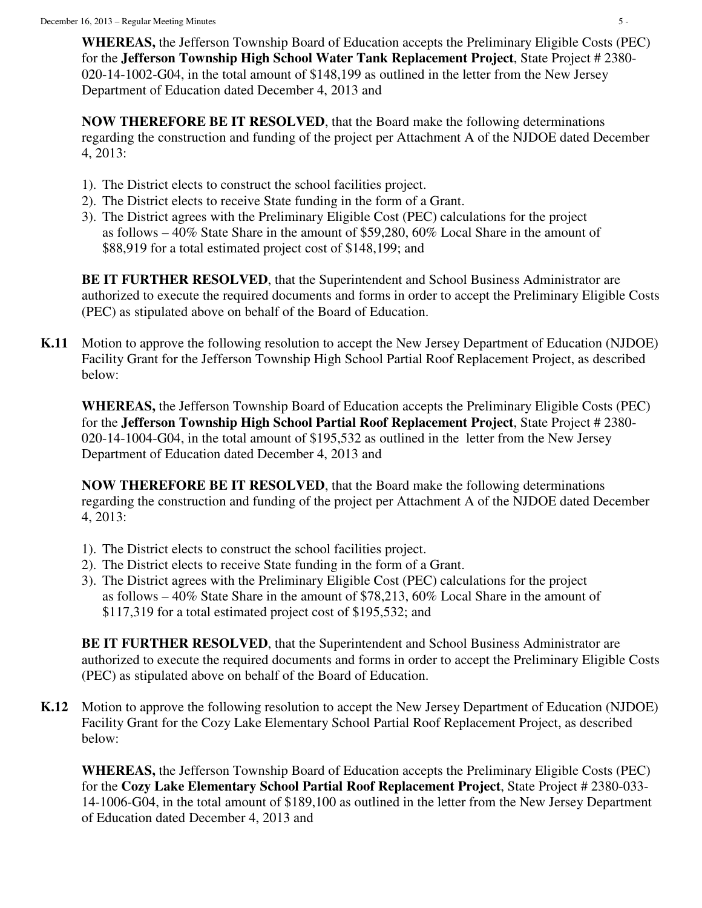**WHEREAS,** the Jefferson Township Board of Education accepts the Preliminary Eligible Costs (PEC) for the **Jefferson Township High School Water Tank Replacement Project**, State Project # 2380-020-14-1002-G04, in the total amount of $148,199 as outlined in the letter from the New Jersey Department of Education dated December 4, 2013 and

**NOW THEREFORE BE IT RESOLVED**, that the Board make the following determinations regarding the construction and funding of the project per Attachment A of the NJDOE dated December 4, 2013:

1). The District elects to construct the school facilities project.
2). The District elects to receive State funding in the form of a Grant.
3). The District agrees with the Preliminary Eligible Cost (PEC) calculations for the project as follows – 40% State Share in the amount of $59,280, 60% Local Share in the amount of $88,919 for a total estimated project cost of $148,199; and

**BE IT FURTHER RESOLVED**, that the Superintendent and School Business Administrator are authorized to execute the required documents and forms in order to accept the Preliminary Eligible Costs (PEC) as stipulated above on behalf of the Board of Education.

**K.11** Motion to approve the following resolution to accept the New Jersey Department of Education (NJDOE) Facility Grant for the Jefferson Township High School Partial Roof Replacement Project, as described below:

**WHEREAS,** the Jefferson Township Board of Education accepts the Preliminary Eligible Costs (PEC) for the **Jefferson Township High School Partial Roof Replacement Project**, State Project # 2380-020-14-1004-G04, in the total amount of $195,532 as outlined in the letter from the New Jersey Department of Education dated December 4, 2013 and

**NOW THEREFORE BE IT RESOLVED**, that the Board make the following determinations regarding the construction and funding of the project per Attachment A of the NJDOE dated December 4, 2013:

1). The District elects to construct the school facilities project.
2). The District elects to receive State funding in the form of a Grant.
3). The District agrees with the Preliminary Eligible Cost (PEC) calculations for the project as follows – 40% State Share in the amount of $78,213, 60% Local Share in the amount of $117,319 for a total estimated project cost of $195,532; and

**BE IT FURTHER RESOLVED**, that the Superintendent and School Business Administrator are authorized to execute the required documents and forms in order to accept the Preliminary Eligible Costs (PEC) as stipulated above on behalf of the Board of Education.

**K.12** Motion to approve the following resolution to accept the New Jersey Department of Education (NJDOE) Facility Grant for the Cozy Lake Elementary School Partial Roof Replacement Project, as described below:

**WHEREAS,** the Jefferson Township Board of Education accepts the Preliminary Eligible Costs (PEC) for the **Cozy Lake Elementary School Partial Roof Replacement Project**, State Project # 2380-033-14-1006-G04, in the total amount of $189,100 as outlined in the letter from the New Jersey Department of Education dated December 4, 2013 and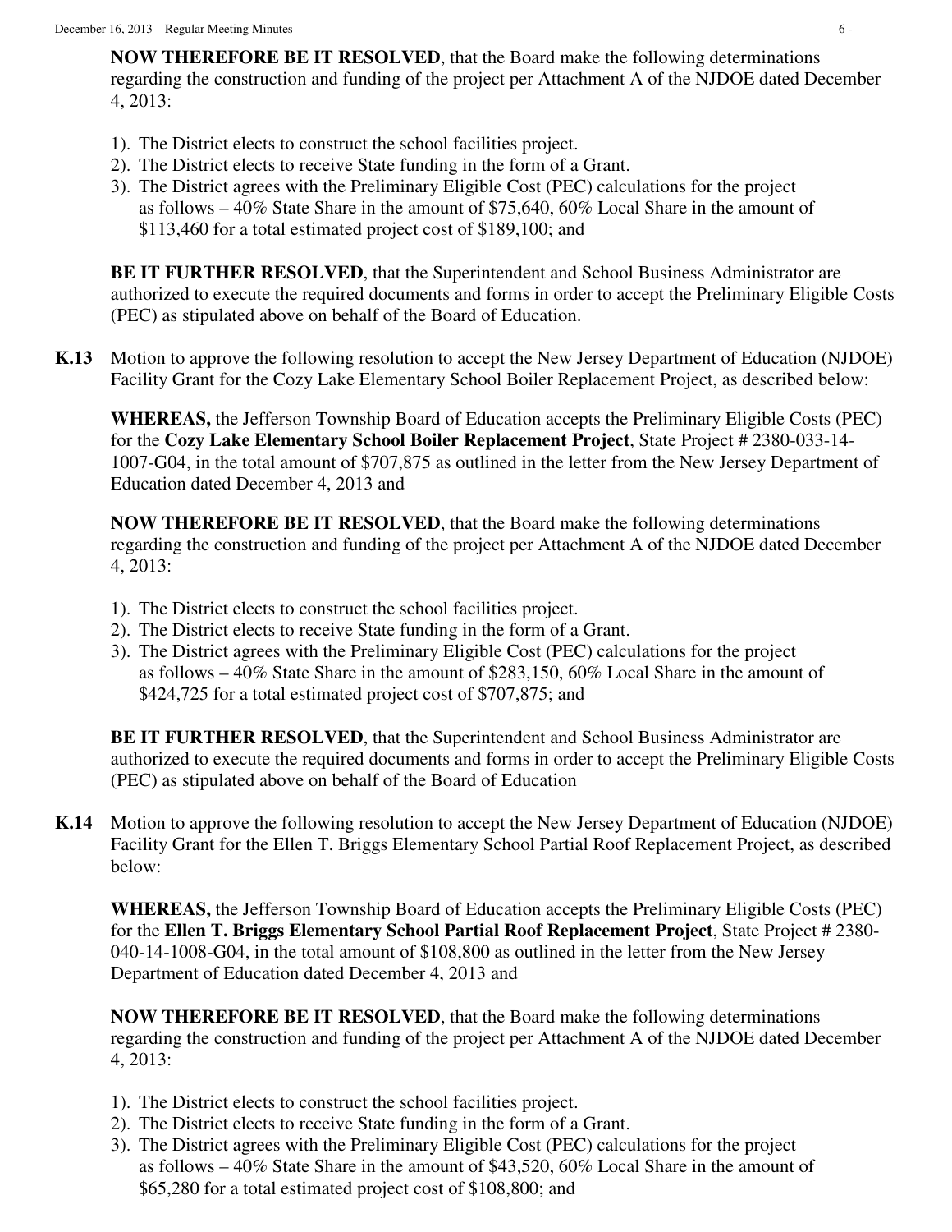**NOW THEREFORE BE IT RESOLVED**, that the Board make the following determinations regarding the construction and funding of the project per Attachment A of the NJDOE dated December 4, 2013:

1). The District elects to construct the school facilities project.
2). The District elects to receive State funding in the form of a Grant.
3). The District agrees with the Preliminary Eligible Cost (PEC) calculations for the project as follows – 40% State Share in the amount of $75,640, 60% Local Share in the amount of $113,460 for a total estimated project cost of $189,100; and

**BE IT FURTHER RESOLVED**, that the Superintendent and School Business Administrator are authorized to execute the required documents and forms in order to accept the Preliminary Eligible Costs (PEC) as stipulated above on behalf of the Board of Education.

**K.13** Motion to approve the following resolution to accept the New Jersey Department of Education (NJDOE) Facility Grant for the Cozy Lake Elementary School Boiler Replacement Project, as described below:

**WHEREAS,** the Jefferson Township Board of Education accepts the Preliminary Eligible Costs (PEC) for the **Cozy Lake Elementary School Boiler Replacement Project**, State Project # 2380-033-14-1007-G04, in the total amount of $707,875 as outlined in the letter from the New Jersey Department of Education dated December 4, 2013 and

**NOW THEREFORE BE IT RESOLVED**, that the Board make the following determinations regarding the construction and funding of the project per Attachment A of the NJDOE dated December 4, 2013:

1). The District elects to construct the school facilities project.
2). The District elects to receive State funding in the form of a Grant.
3). The District agrees with the Preliminary Eligible Cost (PEC) calculations for the project as follows – 40% State Share in the amount of $283,150, 60% Local Share in the amount of $424,725 for a total estimated project cost of $707,875; and

**BE IT FURTHER RESOLVED**, that the Superintendent and School Business Administrator are authorized to execute the required documents and forms in order to accept the Preliminary Eligible Costs (PEC) as stipulated above on behalf of the Board of Education

**K.14** Motion to approve the following resolution to accept the New Jersey Department of Education (NJDOE) Facility Grant for the Ellen T. Briggs Elementary School Partial Roof Replacement Project, as described below:

**WHEREAS,** the Jefferson Township Board of Education accepts the Preliminary Eligible Costs (PEC) for the **Ellen T. Briggs Elementary School Partial Roof Replacement Project**, State Project # 2380-040-14-1008-G04, in the total amount of $108,800 as outlined in the letter from the New Jersey Department of Education dated December 4, 2013 and

**NOW THEREFORE BE IT RESOLVED**, that the Board make the following determinations regarding the construction and funding of the project per Attachment A of the NJDOE dated December 4, 2013:

1). The District elects to construct the school facilities project.
2). The District elects to receive State funding in the form of a Grant.
3). The District agrees with the Preliminary Eligible Cost (PEC) calculations for the project as follows – 40% State Share in the amount of $43,520, 60% Local Share in the amount of $65,280 for a total estimated project cost of $108,800; and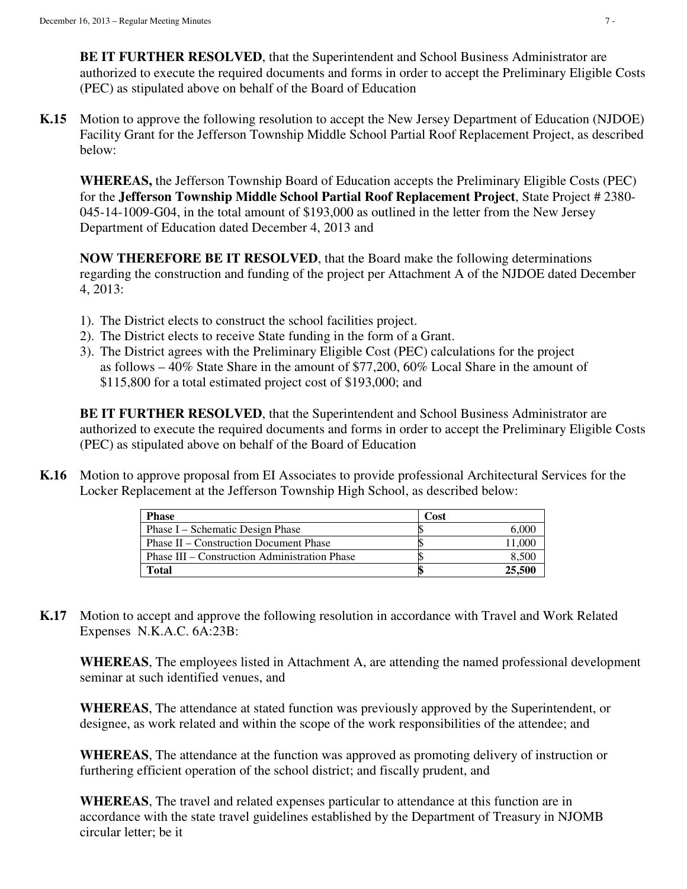**BE IT FURTHER RESOLVED**, that the Superintendent and School Business Administrator are authorized to execute the required documents and forms in order to accept the Preliminary Eligible Costs (PEC) as stipulated above on behalf of the Board of Education

**K.15** Motion to approve the following resolution to accept the New Jersey Department of Education (NJDOE) Facility Grant for the Jefferson Township Middle School Partial Roof Replacement Project, as described below:

**WHEREAS,** the Jefferson Township Board of Education accepts the Preliminary Eligible Costs (PEC) for the **Jefferson Township Middle School Partial Roof Replacement Project**, State Project # 2380-045-14-1009-G04, in the total amount of $193,000 as outlined in the letter from the New Jersey Department of Education dated December 4, 2013 and

**NOW THEREFORE BE IT RESOLVED**, that the Board make the following determinations regarding the construction and funding of the project per Attachment A of the NJDOE dated December 4, 2013:

1). The District elects to construct the school facilities project.
2). The District elects to receive State funding in the form of a Grant.
3). The District agrees with the Preliminary Eligible Cost (PEC) calculations for the project as follows – 40% State Share in the amount of $77,200, 60% Local Share in the amount of $115,800 for a total estimated project cost of $193,000; and

**BE IT FURTHER RESOLVED**, that the Superintendent and School Business Administrator are authorized to execute the required documents and forms in order to accept the Preliminary Eligible Costs (PEC) as stipulated above on behalf of the Board of Education

**K.16** Motion to approve proposal from EI Associates to provide professional Architectural Services for the Locker Replacement at the Jefferson Township High School, as described below:

| **Phase** | **Cost** |
|---|---|
| Phase I – Schematic Design Phase | $ 6,000 |
| Phase II – Construction Document Phase | $ 11,000 |
| Phase III – Construction Administration Phase | $ 8,500 |
| **Total** | **$ 25,500** |

**K.17** Motion to accept and approve the following resolution in accordance with Travel and Work Related Expenses N.K.A.C. 6A:23B:

**WHEREAS**, The employees listed in Attachment A, are attending the named professional development seminar at such identified venues, and

**WHEREAS**, The attendance at stated function was previously approved by the Superintendent, or designee, as work related and within the scope of the work responsibilities of the attendee; and

**WHEREAS**, The attendance at the function was approved as promoting delivery of instruction or furthering efficient operation of the school district; and fiscally prudent, and

**WHEREAS**, The travel and related expenses particular to attendance at this function are in accordance with the state travel guidelines established by the Department of Treasury in NJOMB circular letter; be it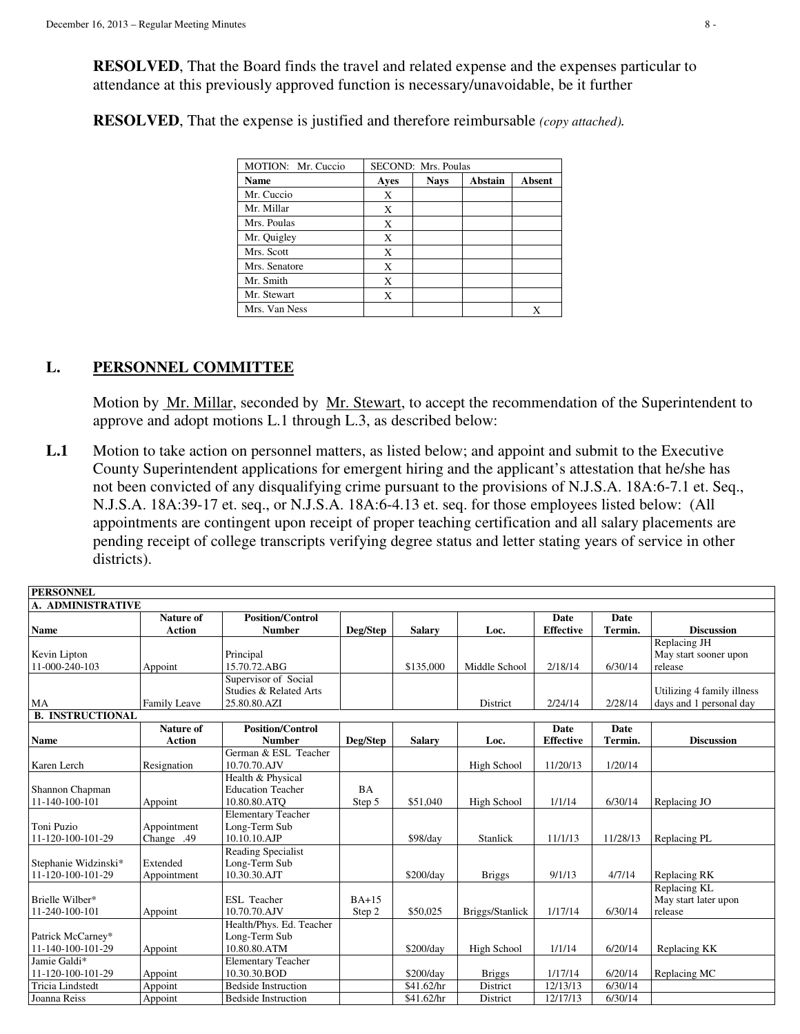**RESOLVED**, That the Board finds the travel and related expense and the expenses particular to attendance at this previously approved function is necessary/unavoidable, be it further

**RESOLVED**, That the expense is justified and therefore reimbursable *(copy attached).*

| MOTION: Mr. Cuccio | SECOND: Mrs. Poulas | | | |
|---|---|---|---|---|
| **Name** | **Ayes** | **Nays** | **Abstain** | **Absent** |
| Mr. Cuccio | X | | | |
| Mr. Millar | X | | | |
| Mrs. Poulas | X | | | |
| Mr. Quigley | X | | | |
| Mrs. Scott | X | | | |
| Mrs. Senatore | X | | | |
| Mr. Smith | X | | | |
| Mr. Stewart | X | | | |
| Mrs. Van Ness | | | | X |

## L. PERSONNEL COMMITTEE

Motion by Mr. Millar, seconded by Mr. Stewart, to accept the recommendation of the Superintendent to approve and adopt motions L.1 through L.3, as described below:

**L.1** Motion to take action on personnel matters, as listed below; and appoint and submit to the Executive County Superintendent applications for emergent hiring and the applicant's attestation that he/she has not been convicted of any disqualifying crime pursuant to the provisions of N.J.S.A. 18A:6-7.1 et. Seq., N.J.S.A. 18A:39-17 et. seq., or N.J.S.A. 18A:6-4.13 et. seq. for those employees listed below: (All appointments are contingent upon receipt of proper teaching certification and all salary placements are pending receipt of college transcripts verifying degree status and letter stating years of service in other districts).

| **PERSONNEL** | | | | | | | | |
|---|---|---|---|---|---|---|---|---|
| **A. ADMINISTRATIVE** | | | | | | | | |
| **Name** | **Nature of Action** | **Position/Control Number** | **Deg/Step** | **Salary** | **Loc.** | **Date Effective** | **Date Termin.** | **Discussion** |
| Kevin Lipton 11-000-240-103 | Appoint | Principal 15.70.72.ABG | | $135,000 | Middle School | 2/18/14 | 6/30/14 | Replacing JH May start sooner upon release |
| MA | Family Leave | Supervisor of Social Studies & Related Arts 25.80.80.AZI | | | District | 2/24/14 | 2/28/14 | Utilizing 4 family illness days and 1 personal day |
| **B. INSTRUCTIONAL** | | | | | | | | |
| **Name** | **Nature of Action** | **Position/Control Number** | **Deg/Step** | **Salary** | **Loc.** | **Date Effective** | **Date Termin.** | **Discussion** |
| Karen Lerch | Resignation | German & ESL Teacher 10.70.70.AJV | | | High School | 11/20/13 | 1/20/14 | |
| Shannon Chapman 11-140-100-101 | Appoint | Health & Physical Education Teacher 10.80.80.ATQ | BA Step 5 | $51,040 | High School | 1/1/14 | 6/30/14 | Replacing JO |
| Toni Puzio 11-120-100-101-29 | Appointment Change .49 | Elementary Teacher Long-Term Sub 10.10.10.AJP | | $98/day | Stanlick | 11/1/13 | 11/28/13 | Replacing PL |
| Stephanie Widzinski* 11-120-100-101-29 | Extended Appointment | Reading Specialist Long-Term Sub 10.30.30.AJT | | $200/day | Briggs | 9/1/13 | 4/7/14 | Replacing RK |
| Brielle Wilber* 11-240-100-101 | Appoint | ESL Teacher 10.70.70.AJV | BA+15 Step 2 | $50,025 | Briggs/Stanlick | 1/17/14 | 6/30/14 | Replacing KL May start later upon release |
| Patrick McCarney* 11-140-100-101-29 | Appoint | Health/Phys. Ed. Teacher Long-Term Sub 10.80.80.ATM | | $200/day | High School | 1/1/14 | 6/20/14 | Replacing KK |
| Jamie Galdi* 11-120-100-101-29 | Appoint | Elementary Teacher 10.30.30.BOD | | $200/day | Briggs | 1/17/14 | 6/20/14 | Replacing MC |
| Tricia Lindstedt | Appoint | Bedside Instruction | | $41.62/hr | District | 12/13/13 | 6/30/14 | |
| Joanna Reiss | Appoint | Bedside Instruction | | $41.62/hr | District | 12/17/13 | 6/30/14 | |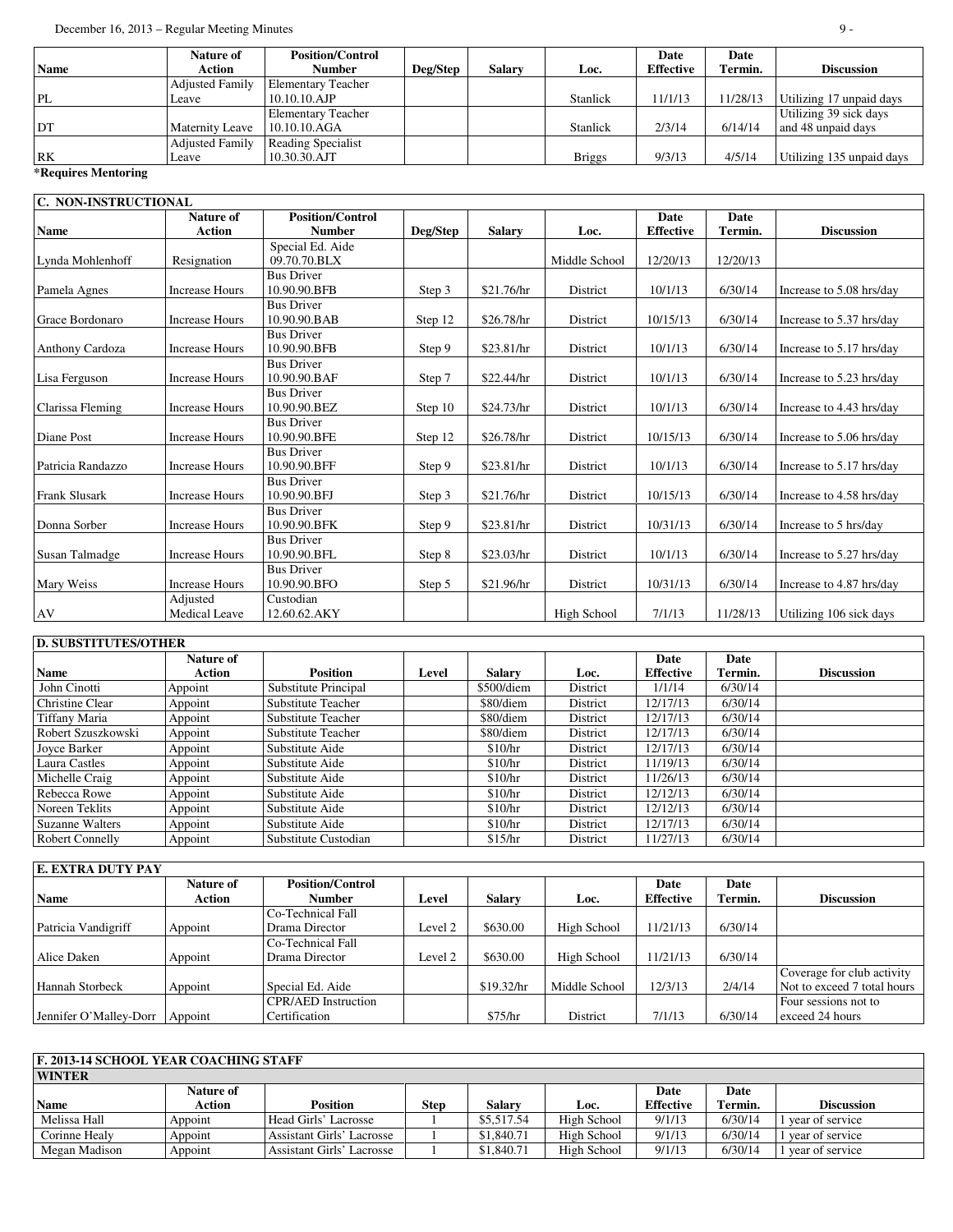| Name | Nature of Action | Position/Control Number | Deg/Step | Salary | Loc. | Date Effective | Date Termin. | Discussion |
|---|---|---|---|---|---|---|---|---|
| PL | Adjusted Family Leave | Elementary Teacher 10.10.10.AJP | | | Stanlick | 11/1/13 | 11/28/13 | Utilizing 17 unpaid days |
| DT | Maternity Leave | Elementary Teacher 10.10.10.AGA | | | Stanlick | 2/3/14 | 6/14/14 | Utilizing 39 sick days and 48 unpaid days |
| RK | Adjusted Family Leave | Reading Specialist 10.30.30.AJT | | | Briggs | 9/3/13 | 4/5/14 | Utilizing 135 unpaid days |

**\*Requires Mentoring**

| C. NON-INSTRUCTIONAL | | | | | | | | |
|---|---|---|---|---|---|---|---|---|
| **Name** | **Nature of Action** | **Position/Control Number** | **Deg/Step** | **Salary** | **Loc.** | **Date Effective** | **Date Termin.** | **Discussion** |
| Lynda Mohlenhoff | Resignation | Special Ed. Aide 09.70.70.BLX | | | Middle School | 12/20/13 | 12/20/13 | |
| Pamela Agnes | Increase Hours | Bus Driver 10.90.90.BFB | Step 3 | $21.76/hr | District | 10/1/13 | 6/30/14 | Increase to 5.08 hrs/day |
| Grace Bordonaro | Increase Hours | Bus Driver 10.90.90.BAB | Step 12 | $26.78/hr | District | 10/15/13 | 6/30/14 | Increase to 5.37 hrs/day |
| Anthony Cardoza | Increase Hours | Bus Driver 10.90.90.BFB | Step 9 | $23.81/hr | District | 10/1/13 | 6/30/14 | Increase to 5.17 hrs/day |
| Lisa Ferguson | Increase Hours | Bus Driver 10.90.90.BAF | Step 7 | $22.44/hr | District | 10/1/13 | 6/30/14 | Increase to 5.23 hrs/day |
| Clarissa Fleming | Increase Hours | Bus Driver 10.90.90.BEZ | Step 10 | $24.73/hr | District | 10/1/13 | 6/30/14 | Increase to 4.43 hrs/day |
| Diane Post | Increase Hours | Bus Driver 10.90.90.BFE | Step 12 | $26.78/hr | District | 10/15/13 | 6/30/14 | Increase to 5.06 hrs/day |
| Patricia Randazzo | Increase Hours | Bus Driver 10.90.90.BFF | Step 9 | $23.81/hr | District | 10/1/13 | 6/30/14 | Increase to 5.17 hrs/day |
| Frank Slusark | Increase Hours | Bus Driver 10.90.90.BFJ | Step 3 | $21.76/hr | District | 10/15/13 | 6/30/14 | Increase to 4.58 hrs/day |
| Donna Sorber | Increase Hours | Bus Driver 10.90.90.BFK | Step 9 | $23.81/hr | District | 10/31/13 | 6/30/14 | Increase to 5 hrs/day |
| Susan Talmadge | Increase Hours | Bus Driver 10.90.90.BFL | Step 8 | $23.03/hr | District | 10/1/13 | 6/30/14 | Increase to 5.27 hrs/day |
| Mary Weiss | Increase Hours | Bus Driver 10.90.90.BFO | Step 5 | $21.96/hr | District | 10/31/13 | 6/30/14 | Increase to 4.87 hrs/day |
| AV | Adjusted Medical Leave | Custodian 12.60.62.AKY | | | High School | 7/1/13 | 11/28/13 | Utilizing 106 sick days |

| D. SUBSTITUTES/OTHER | | | | | | | | |
|---|---|---|---|---|---|---|---|---|
| **Name** | **Nature of Action** | **Position** | **Level** | **Salary** | **Loc.** | **Date Effective** | **Date Termin.** | **Discussion** |
| John Cinotti | Appoint | Substitute Principal | | $500/diem | District | 1/1/14 | 6/30/14 | |
| Christine Clear | Appoint | Substitute Teacher | | $80/diem | District | 12/17/13 | 6/30/14 | |
| Tiffany Maria | Appoint | Substitute Teacher | | $80/diem | District | 12/17/13 | 6/30/14 | |
| Robert Szuszkowski | Appoint | Substitute Teacher | | $80/diem | District | 12/17/13 | 6/30/14 | |
| Joyce Barker | Appoint | Substitute Aide | | $10/hr | District | 12/17/13 | 6/30/14 | |
| Laura Castles | Appoint | Substitute Aide | | $10/hr | District | 11/19/13 | 6/30/14 | |
| Michelle Craig | Appoint | Substitute Aide | | $10/hr | District | 11/26/13 | 6/30/14 | |
| Rebecca Rowe | Appoint | Substitute Aide | | $10/hr | District | 12/12/13 | 6/30/14 | |
| Noreen Teklits | Appoint | Substitute Aide | | $10/hr | District | 12/12/13 | 6/30/14 | |
| Suzanne Walters | Appoint | Substitute Aide | | $10/hr | District | 12/17/13 | 6/30/14 | |
| Robert Connelly | Appoint | Substitute Custodian | | $15/hr | District | 11/27/13 | 6/30/14 | |

| E. EXTRA DUTY PAY | | | | | | | | |
|---|---|---|---|---|---|---|---|---|
| **Name** | **Nature of Action** | **Position/Control Number** | **Level** | **Salary** | **Loc.** | **Date Effective** | **Date Termin.** | **Discussion** |
| Patricia Vandigriff | Appoint | Co-Technical Fall Drama Director | Level 2 | $630.00 | High School | 11/21/13 | 6/30/14 | |
| Alice Daken | Appoint | Co-Technical Fall Drama Director | Level 2 | $630.00 | High School | 11/21/13 | 6/30/14 | |
| Hannah Storbeck | Appoint | Special Ed. Aide | | $19.32/hr | Middle School | 12/3/13 | 2/4/14 | Coverage for club activity Not to exceed 7 total hours |
| Jennifer O'Malley-Dorr | Appoint | CPR/AED Instruction Certification | | $75/hr | District | 7/1/13 | 6/30/14 | Four sessions not to exceed 24 hours |

| F. 2013-14 SCHOOL YEAR COACHING STAFF | | | | | | | | |
|---|---|---|---|---|---|---|---|---|
| **WINTER** | | | | | | | | |
| **Name** | **Nature of Action** | **Position** | **Step** | **Salary** | **Loc.** | **Date Effective** | **Date Termin.** | **Discussion** |
| Melissa Hall | Appoint | Head Girls' Lacrosse | 1 | $5,517.54 | High School | 9/1/13 | 6/30/14 | 1 year of service |
| Corinne Healy | Appoint | Assistant Girls' Lacrosse | 1 | $1,840.71 | High School | 9/1/13 | 6/30/14 | 1 year of service |
| Megan Madison | Appoint | Assistant Girls' Lacrosse | 1 | $1,840.71 | High School | 9/1/13 | 6/30/14 | 1 year of service |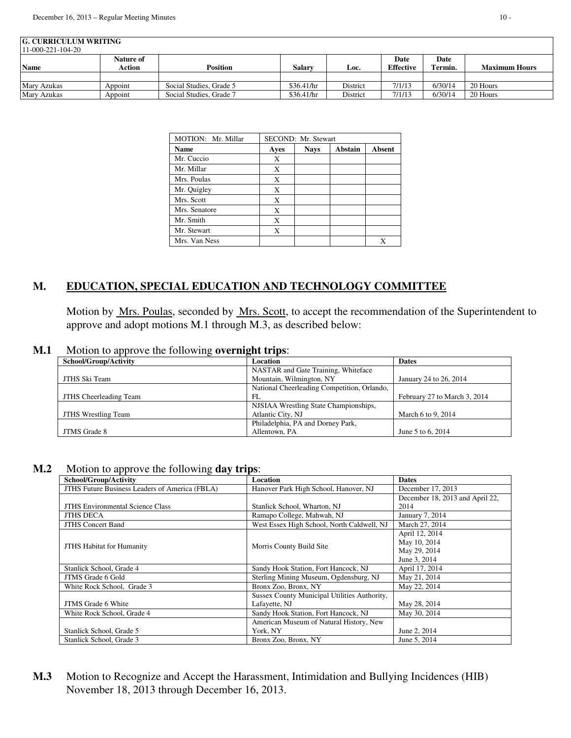| G. CURRICULUM WRITING<br>11-000-221-104-20 | | | | | | | |
|---|---|---|---|---|---|---|---|
| **Name** | **Nature of Action** | **Position** | **Salary** | **Loc.** | **Date Effective** | **Date Termin.** | **Maximum Hours** |
| | | | | | | | |
| Mary Azukas | Appoint | Social Studies, Grade 5 | $36.41/hr | District | 7/1/13 | 6/30/14 | 20 Hours |
| Mary Azukas | Appoint | Social Studies, Grade 7 | $36.41/hr | District | 7/1/13 | 6/30/14 | 20 Hours |

| MOTION: Mr. Millar | SECOND: Mr. Stewart | | | |
|---|---|---|---|---|
| **Name** | **Ayes** | **Nays** | **Abstain** | **Absent** |
| Mr. Cuccio | X | | | |
| Mr. Millar | X | | | |
| Mrs. Poulas | X | | | |
| Mr. Quigley | X | | | |
| Mrs. Scott | X | | | |
| Mrs. Senatore | X | | | |
| Mr. Smith | X | | | |
| Mr. Stewart | X | | | |
| Mrs. Van Ness | | | | X |

## M. EDUCATION, SPECIAL EDUCATION AND TECHNOLOGY COMMITTEE

Motion by Mrs. Poulas, seconded by Mrs. Scott, to accept the recommendation of the Superintendent to approve and adopt motions M.1 through M.3, as described below:

**M.1** Motion to approve the following **overnight trips**:

| School/Group/Activity | Location | Dates |
|---|---|---|
| JTHS Ski Team | NASTAR and Gate Training, Whiteface Mountain, Wilmington, NY | January 24 to 26, 2014 |
| JTHS Cheerleading Team | National Cheerleading Competition, Orlando, FL | February 27 to March 3, 2014 |
| JTHS Wrestling Team | NJSIAA Wrestling State Championships, Atlantic City, NJ | March 6 to 9, 2014 |
| JTMS Grade 8 | Philadelphia, PA and Dorney Park, Allentown, PA | June 5 to 6, 2014 |

**M.2** Motion to approve the following **day trips**:

| School/Group/Activity | Location | Dates |
|---|---|---|
| JTHS Future Business Leaders of America (FBLA) | Hanover Park High School, Hanover, NJ | December 17, 2013 |
| JTHS Environmental Science Class | Stanlick School, Wharton, NJ | December 18, 2013 and April 22, 2014 |
| JTHS DECA | Ramapo College, Mahwah, NJ | January 7, 2014 |
| JTHS Concert Band | West Essex High School, North Caldwell, NJ | March 27, 2014 |
| JTHS Habitat for Humanity | Morris County Build Site | April 12, 2014<br>May 10, 2014<br>May 29, 2014<br>June 3, 2014 |
| Stanlick School, Grade 4 | Sandy Hook Station, Fort Hancock, NJ | April 17, 2014 |
| JTMS Grade 6 Gold | Sterling Mining Museum, Ogdensburg, NJ | May 21, 2014 |
| White Rock School, Grade 3 | Bronx Zoo, Bronx, NY | May 22, 2014 |
| JTMS Grade 6 White | Sussex County Municipal Utilities Authority, Lafayette, NJ | May 28, 2014 |
| White Rock School, Grade 4 | Sandy Hook Station, Fort Hancock, NJ | May 30, 2014 |
| Stanlick School, Grade 5 | American Museum of Natural History, New York, NY | June 2, 2014 |
| Stanlick School, Grade 3 | Bronx Zoo, Bronx, NY | June 5, 2014 |

**M.3** Motion to Recognize and Accept the Harassment, Intimidation and Bullying Incidences (HIB) November 18, 2013 through December 16, 2013.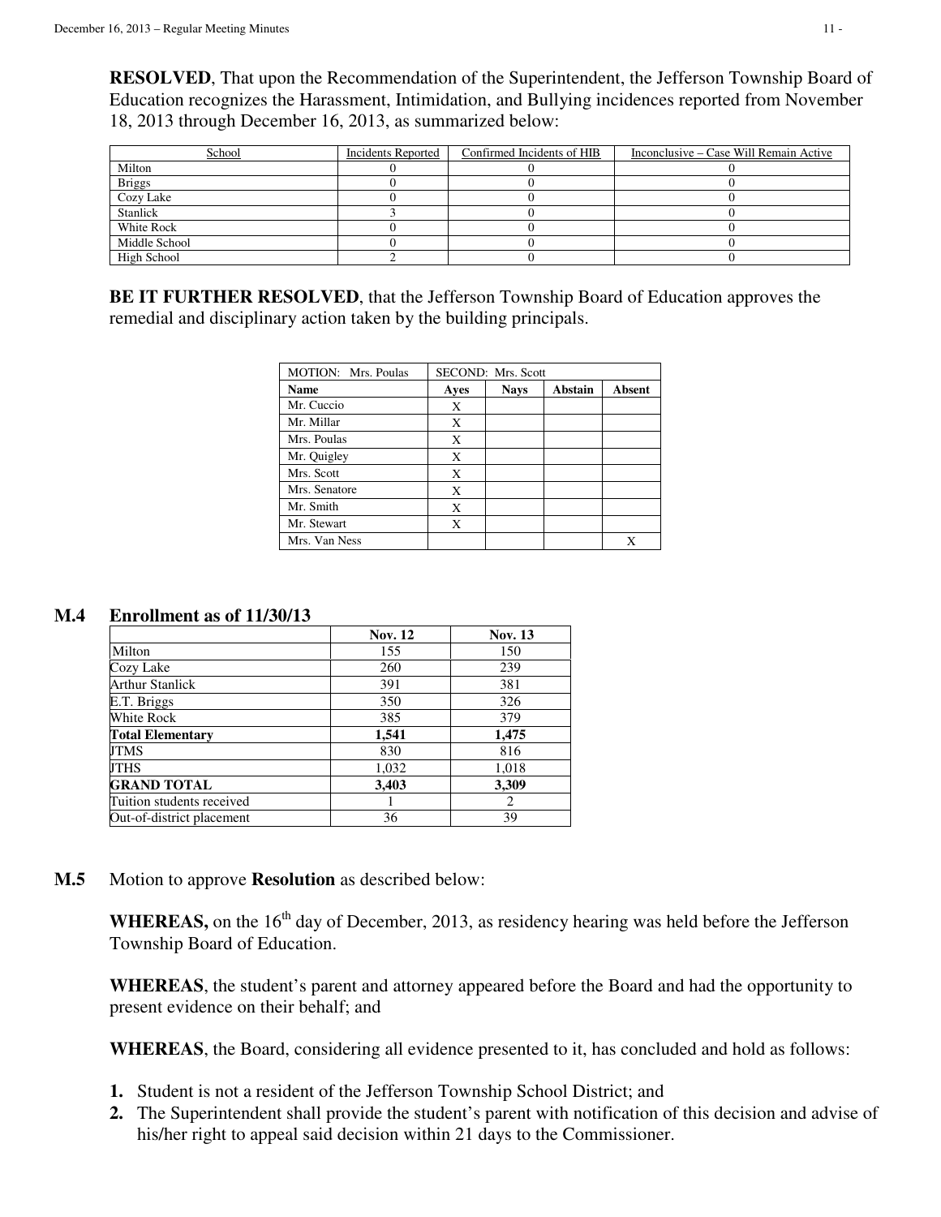**RESOLVED**, That upon the Recommendation of the Superintendent, the Jefferson Township Board of Education recognizes the Harassment, Intimidation, and Bullying incidences reported from November 18, 2013 through December 16, 2013, as summarized below:

| School | Incidents Reported | Confirmed Incidents of HIB | Inconclusive – Case Will Remain Active |
|---|---|---|---|
| Milton | 0 | 0 | 0 |
| Briggs | 0 | 0 | 0 |
| Cozy Lake | 0 | 0 | 0 |
| Stanlick | 3 | 0 | 0 |
| White Rock | 0 | 0 | 0 |
| Middle School | 0 | 0 | 0 |
| High School | 2 | 0 | 0 |

**BE IT FURTHER RESOLVED**, that the Jefferson Township Board of Education approves the remedial and disciplinary action taken by the building principals.

| MOTION: Mrs. Poulas | SECOND: Mrs. Scott | | | |
|---|---|---|---|---|
| **Name** | **Ayes** | **Nays** | **Abstain** | **Absent** |
| Mr. Cuccio | X | | | |
| Mr. Millar | X | | | |
| Mrs. Poulas | X | | | |
| Mr. Quigley | X | | | |
| Mrs. Scott | X | | | |
| Mrs. Senatore | X | | | |
| Mr. Smith | X | | | |
| Mr. Stewart | X | | | |
| Mrs. Van Ness | | | | X |

## M.4 Enrollment as of 11/30/13

| | **Nov. 12** | **Nov. 13** |
|---|---|---|
| Milton | 155 | 150 |
| Cozy Lake | 260 | 239 |
| Arthur Stanlick | 391 | 381 |
| E.T. Briggs | 350 | 326 |
| White Rock | 385 | 379 |
| **Total Elementary** | **1,541** | **1,475** |
| JTMS | 830 | 816 |
| JTHS | 1,032 | 1,018 |
| **GRAND TOTAL** | **3,403** | **3,309** |
| Tuition students received | 1 | 2 |
| Out-of-district placement | 36 | 39 |

**M.5** Motion to approve **Resolution** as described below:

**WHEREAS,** on the 16th day of December, 2013, as residency hearing was held before the Jefferson Township Board of Education.

**WHEREAS**, the student's parent and attorney appeared before the Board and had the opportunity to present evidence on their behalf; and

**WHEREAS**, the Board, considering all evidence presented to it, has concluded and hold as follows:

1. Student is not a resident of the Jefferson Township School District; and
2. The Superintendent shall provide the student's parent with notification of this decision and advise of his/her right to appeal said decision within 21 days to the Commissioner.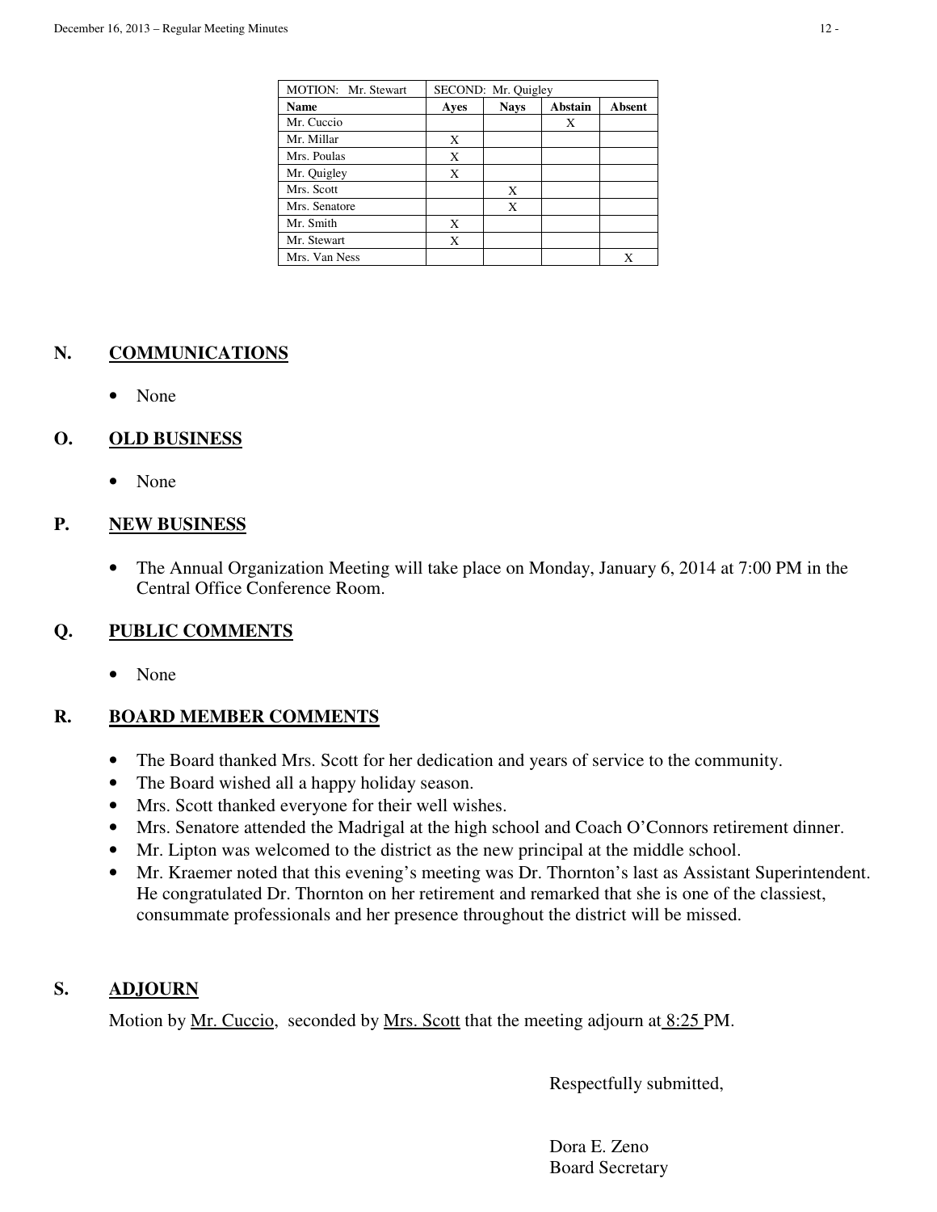| MOTION: Mr. Stewart | SECOND: Mr. Quigley | | | |
|---|---|---|---|---|
| **Name** | **Ayes** | **Nays** | **Abstain** | **Absent** |
| Mr. Cuccio | | | X | |
| Mr. Millar | X | | | |
| Mrs. Poulas | X | | | |
| Mr. Quigley | X | | | |
| Mrs. Scott | | X | | |
| Mrs. Senatore | | X | | |
| Mr. Smith | X | | | |
| Mr. Stewart | X | | | |
| Mrs. Van Ness | | | | X |

## N. COMMUNICATIONS

- None

## O. OLD BUSINESS

- None

## P. NEW BUSINESS

- The Annual Organization Meeting will take place on Monday, January 6, 2014 at 7:00 PM in the Central Office Conference Room.

## Q. PUBLIC COMMENTS

- None

## R. BOARD MEMBER COMMENTS

- The Board thanked Mrs. Scott for her dedication and years of service to the community.
- The Board wished all a happy holiday season.
- Mrs. Scott thanked everyone for their well wishes.
- Mrs. Senatore attended the Madrigal at the high school and Coach O'Connors retirement dinner.
- Mr. Lipton was welcomed to the district as the new principal at the middle school.
- Mr. Kraemer noted that this evening's meeting was Dr. Thornton's last as Assistant Superintendent. He congratulated Dr. Thornton on her retirement and remarked that she is one of the classiest, consummate professionals and her presence throughout the district will be missed.

## S. ADJOURN

Motion by Mr. Cuccio, seconded by Mrs. Scott that the meeting adjourn at 8:25 PM.

Respectfully submitted,

Dora E. Zeno
Board Secretary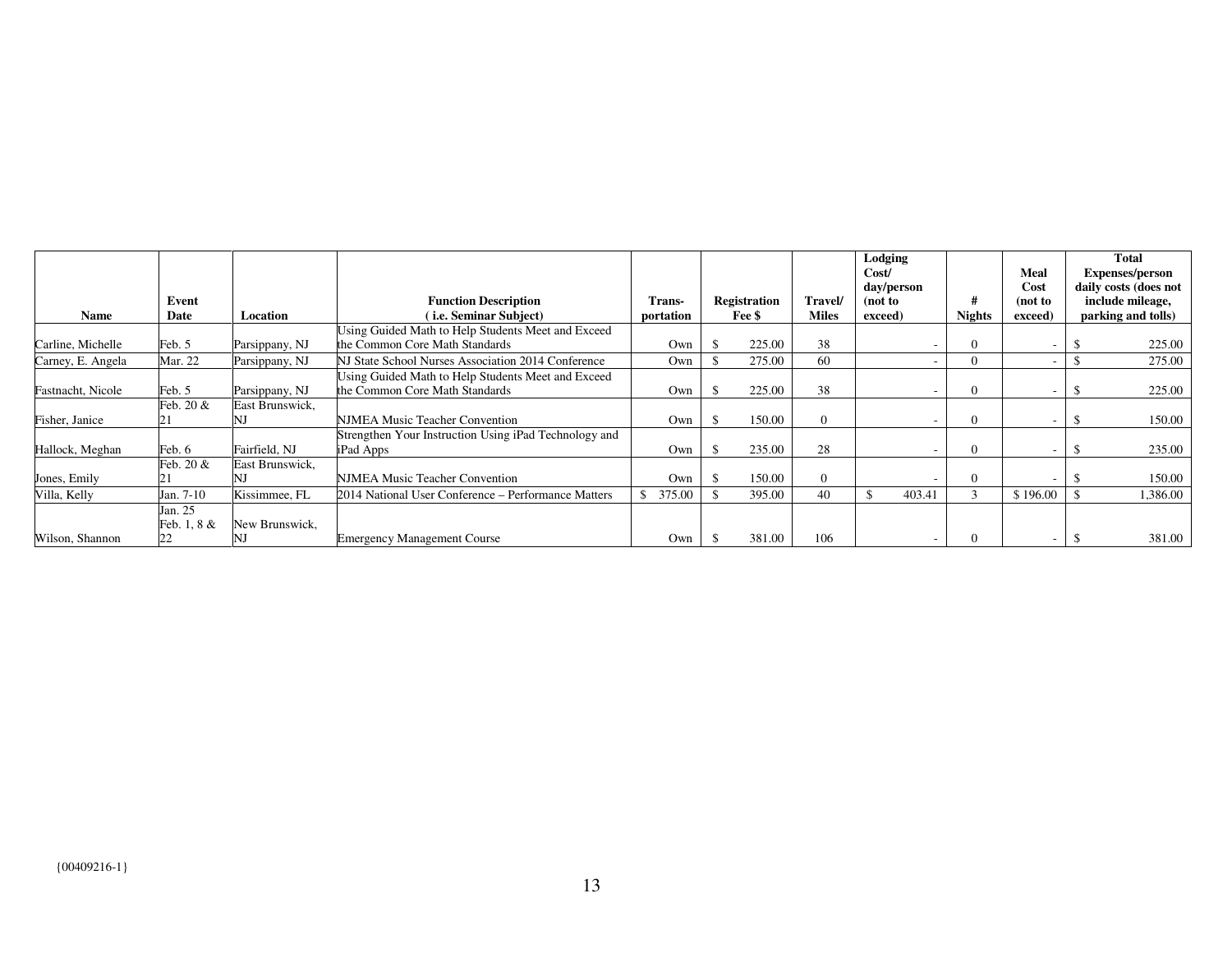| Name | Event Date | Location | Function Description ( i.e. Seminar Subject) | Trans-portation | Registration Fee $ | Travel/ Miles | Lodging Cost/ day/person (not to exceed) | # Nights | Meal Cost (not to exceed) | Total Expenses/person daily costs (does not include mileage, parking and tolls) |
|---|---|---|---|---|---|---|---|---|---|---|
| Carline, Michelle | Feb. 5 | Parsippany, NJ | Using Guided Math to Help Students Meet and Exceed the Common Core Math Standards | Own | $ 225.00 | 38 | - | 0 | - | $ 225.00 |
| Carney, E. Angela | Mar. 22 | Parsippany, NJ | NJ State School Nurses Association 2014 Conference | Own | $ 275.00 | 60 | - | 0 | - | $ 275.00 |
| Fastnacht, Nicole | Feb. 5 | Parsippany, NJ | Using Guided Math to Help Students Meet and Exceed the Common Core Math Standards | Own | $ 225.00 | 38 | - | 0 | - | $ 225.00 |
| Fisher, Janice | Feb. 20 & 21 | East Brunswick, NJ | NJMEA Music Teacher Convention | Own | $ 150.00 | 0 | - | 0 | - | $ 150.00 |
| Hallock, Meghan | Feb. 6 | Fairfield, NJ | Strengthen Your Instruction Using iPad Technology and iPad Apps | Own | $ 235.00 | 28 | - | 0 | - | $ 235.00 |
| Jones, Emily | Feb. 20 & 21 | East Brunswick, NJ | NJMEA Music Teacher Convention | Own | $ 150.00 | 0 | - | 0 | - | $ 150.00 |
| Villa, Kelly | Jan. 7-10 | Kissimmee, FL | 2014 National User Conference – Performance Matters | $ 375.00 | $ 395.00 | 40 | $ 403.41 | 3 | $ 196.00 | $ 1,386.00 |
| Wilson, Shannon | Jan. 25 Feb. 1, 8 & 22 | New Brunswick, NJ | Emergency Management Course | Own | $ 381.00 | 106 | - | 0 | - | $ 381.00 |

{00409216-1}